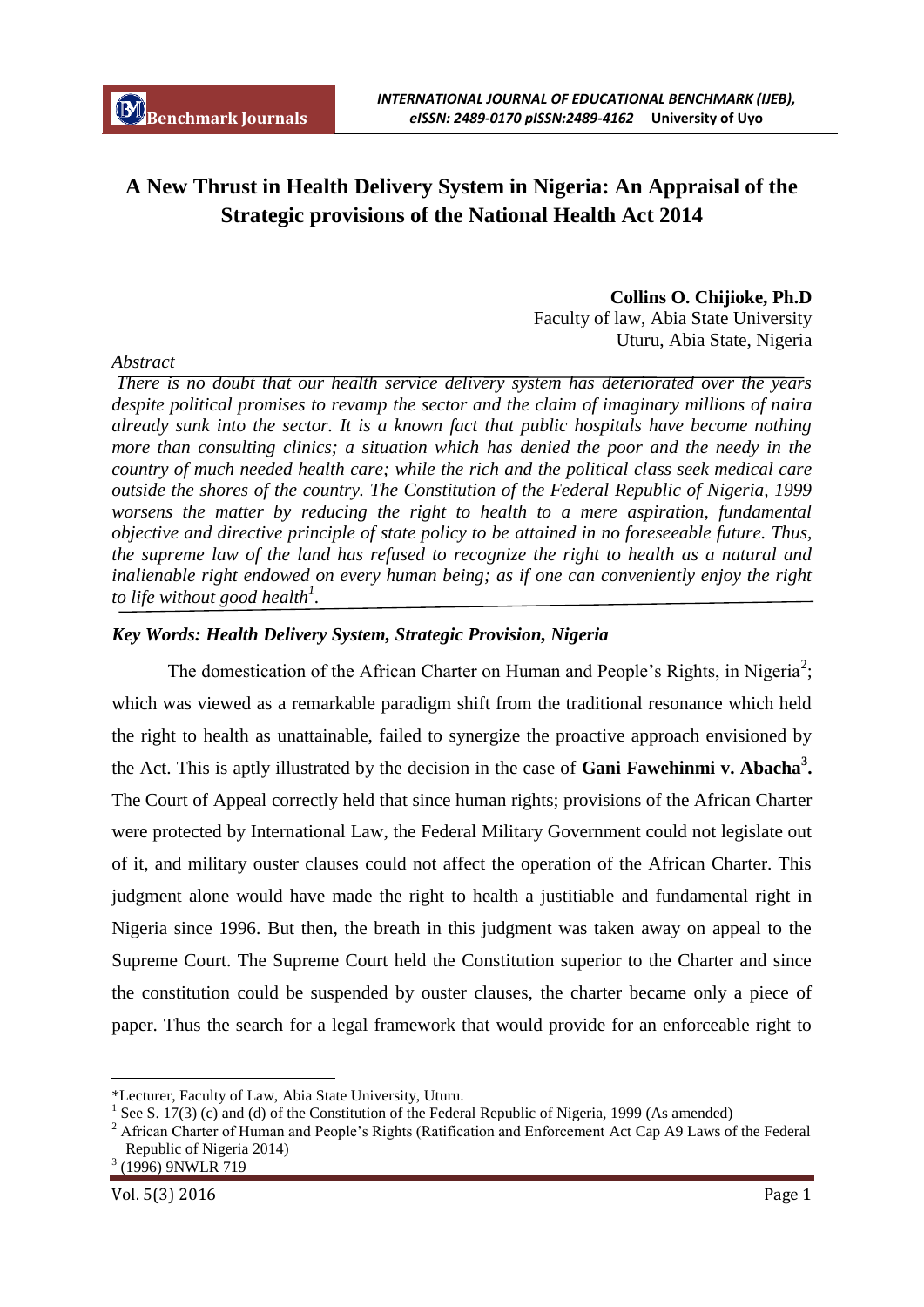# A New Thrust in Health Delivery System in Nigeria: An Appraisal of the Strategic provisions of the National Health Act 2014

**Collins O. Chijioke, Ph.D**
Faculty of law, Abia State University
Uturu, Abia State, Nigeria

*Abstract*

*There is no doubt that our health service delivery system has deteriorated over the years despite political promises to revamp the sector and the claim of imaginary millions of naira already sunk into the sector. It is a known fact that public hospitals have become nothing more than consulting clinics; a situation which has denied the poor and the needy in the country of much needed health care; while the rich and the political class seek medical care outside the shores of the country. The Constitution of the Federal Republic of Nigeria, 1999 worsens the matter by reducing the right to health to a mere aspiration, fundamental objective and directive principle of state policy to be attained in no foreseeable future. Thus, the supreme law of the land has refused to recognize the right to health as a natural and inalienable right endowed on every human being; as if one can conveniently enjoy the right to life without good health*[1]*.*

***Key Words: Health Delivery System, Strategic Provision, Nigeria***

The domestication of the African Charter on Human and People's Rights, in Nigeria[2]; which was viewed as a remarkable paradigm shift from the traditional resonance which held the right to health as unattainable, failed to synergize the proactive approach envisioned by the Act. This is aptly illustrated by the decision in the case of **Gani Fawehinmi v. Abacha**[3]**.** The Court of Appeal correctly held that since human rights; provisions of the African Charter were protected by International Law, the Federal Military Government could not legislate out of it, and military ouster clauses could not affect the operation of the African Charter. This judgment alone would have made the right to health a justitiable and fundamental right in Nigeria since 1996. But then, the breath in this judgment was taken away on appeal to the Supreme Court. The Supreme Court held the Constitution superior to the Charter and since the constitution could be suspended by ouster clauses, the charter became only a piece of paper. Thus the search for a legal framework that would provide for an enforceable right to

---

*Lecturer, Faculty of Law, Abia State University, Uturu.

[1] See S. 17(3) (c) and (d) of the Constitution of the Federal Republic of Nigeria, 1999 (As amended)

[2] African Charter of Human and People's Rights (Ratification and Enforcement Act Cap A9 Laws of the Federal Republic of Nigeria 2014)

[3] (1996) 9NWLR 719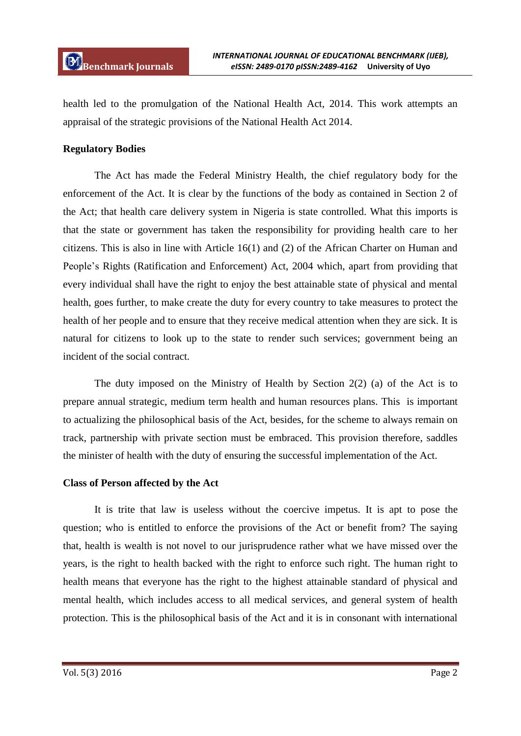health led to the promulgation of the National Health Act, 2014. This work attempts an appraisal of the strategic provisions of the National Health Act 2014.

**Regulatory Bodies**

The Act has made the Federal Ministry Health, the chief regulatory body for the enforcement of the Act. It is clear by the functions of the body as contained in Section 2 of the Act; that health care delivery system in Nigeria is state controlled. What this imports is that the state or government has taken the responsibility for providing health care to her citizens. This is also in line with Article 16(1) and (2) of the African Charter on Human and People's Rights (Ratification and Enforcement) Act, 2004 which, apart from providing that every individual shall have the right to enjoy the best attainable state of physical and mental health, goes further, to make create the duty for every country to take measures to protect the health of her people and to ensure that they receive medical attention when they are sick. It is natural for citizens to look up to the state to render such services; government being an incident of the social contract.

The duty imposed on the Ministry of Health by Section 2(2) (a) of the Act is to prepare annual strategic, medium term health and human resources plans. This is important to actualizing the philosophical basis of the Act, besides, for the scheme to always remain on track, partnership with private section must be embraced. This provision therefore, saddles the minister of health with the duty of ensuring the successful implementation of the Act.

**Class of Person affected by the Act**

It is trite that law is useless without the coercive impetus. It is apt to pose the question; who is entitled to enforce the provisions of the Act or benefit from? The saying that, health is wealth is not novel to our jurisprudence rather what we have missed over the years, is the right to health backed with the right to enforce such right. The human right to health means that everyone has the right to the highest attainable standard of physical and mental health, which includes access to all medical services, and general system of health protection. This is the philosophical basis of the Act and it is in consonant with international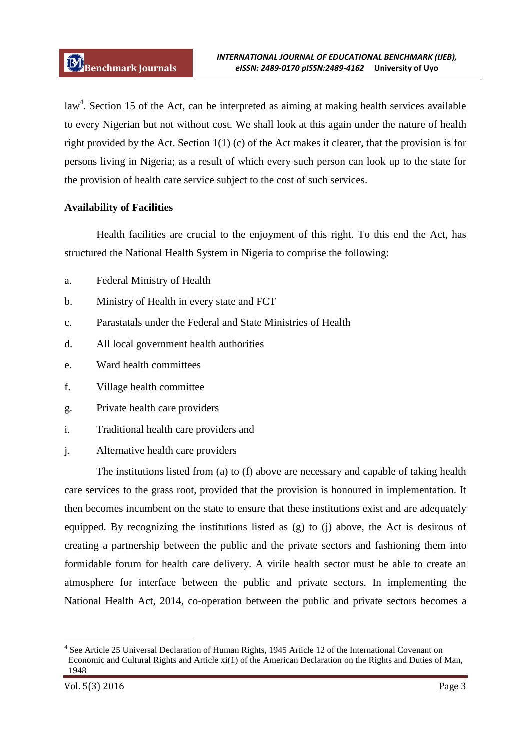law[4]. Section 15 of the Act, can be interpreted as aiming at making health services available to every Nigerian but not without cost. We shall look at this again under the nature of health right provided by the Act. Section 1(1) (c) of the Act makes it clearer, that the provision is for persons living in Nigeria; as a result of which every such person can look up to the state for the provision of health care service subject to the cost of such services.

**Availability of Facilities**

Health facilities are crucial to the enjoyment of this right. To this end the Act, has structured the National Health System in Nigeria to comprise the following:

a. Federal Ministry of Health

b. Ministry of Health in every state and FCT

c. Parastatals under the Federal and State Ministries of Health

d. All local government health authorities

e. Ward health committees

f. Village health committee

g. Private health care providers

i. Traditional health care providers and

j. Alternative health care providers

The institutions listed from (a) to (f) above are necessary and capable of taking health care services to the grass root, provided that the provision is honoured in implementation. It then becomes incumbent on the state to ensure that these institutions exist and are adequately equipped. By recognizing the institutions listed as (g) to (j) above, the Act is desirous of creating a partnership between the public and the private sectors and fashioning them into formidable forum for health care delivery. A virile health sector must be able to create an atmosphere for interface between the public and private sectors. In implementing the National Health Act, 2014, co-operation between the public and private sectors becomes a

---

[4] See Article 25 Universal Declaration of Human Rights, 1945 Article 12 of the International Covenant on Economic and Cultural Rights and Article xi(1) of the American Declaration on the Rights and Duties of Man, 1948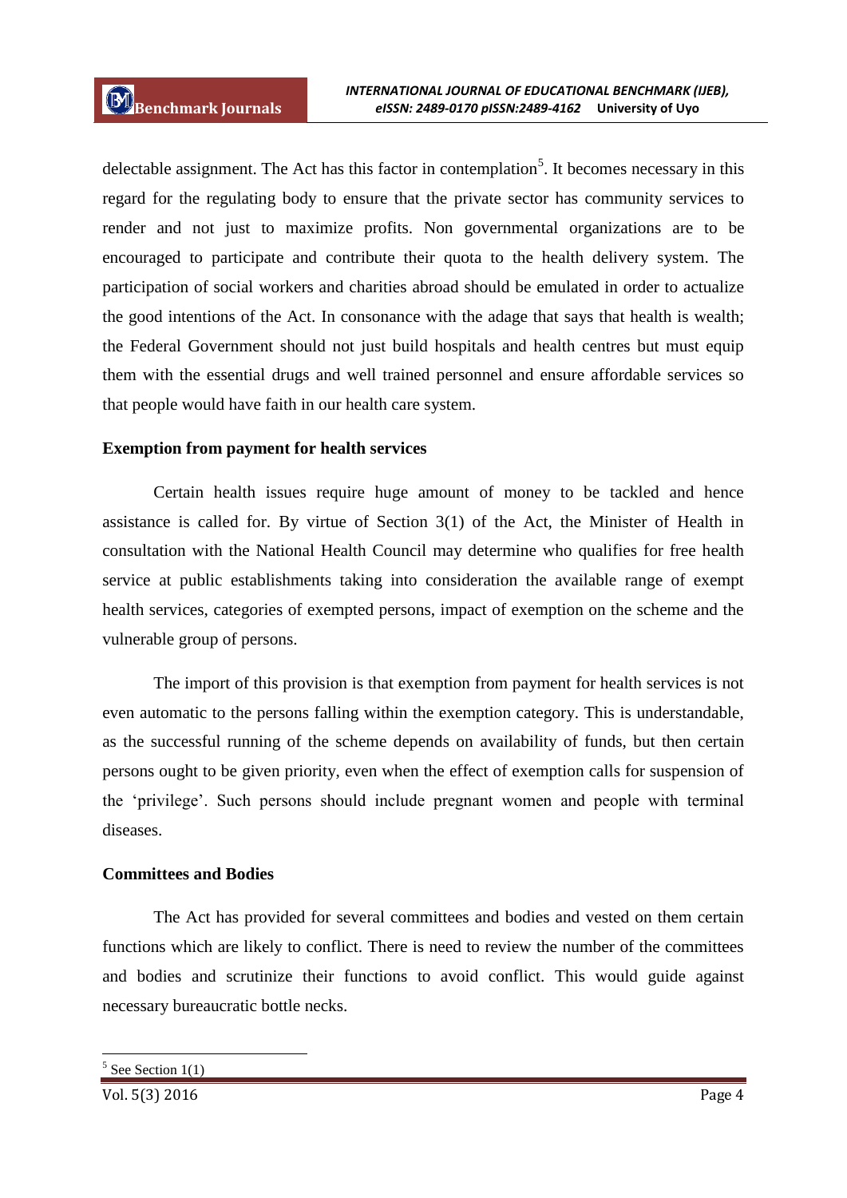delectable assignment. The Act has this factor in contemplation[5]. It becomes necessary in this regard for the regulating body to ensure that the private sector has community services to render and not just to maximize profits. Non governmental organizations are to be encouraged to participate and contribute their quota to the health delivery system. The participation of social workers and charities abroad should be emulated in order to actualize the good intentions of the Act. In consonance with the adage that says that health is wealth; the Federal Government should not just build hospitals and health centres but must equip them with the essential drugs and well trained personnel and ensure affordable services so that people would have faith in our health care system.

**Exemption from payment for health services**

Certain health issues require huge amount of money to be tackled and hence assistance is called for. By virtue of Section 3(1) of the Act, the Minister of Health in consultation with the National Health Council may determine who qualifies for free health service at public establishments taking into consideration the available range of exempt health services, categories of exempted persons, impact of exemption on the scheme and the vulnerable group of persons.

The import of this provision is that exemption from payment for health services is not even automatic to the persons falling within the exemption category. This is understandable, as the successful running of the scheme depends on availability of funds, but then certain persons ought to be given priority, even when the effect of exemption calls for suspension of the 'privilege'. Such persons should include pregnant women and people with terminal diseases.

**Committees and Bodies**

The Act has provided for several committees and bodies and vested on them certain functions which are likely to conflict. There is need to review the number of the committees and bodies and scrutinize their functions to avoid conflict. This would guide against necessary bureaucratic bottle necks.

[5] See Section 1(1)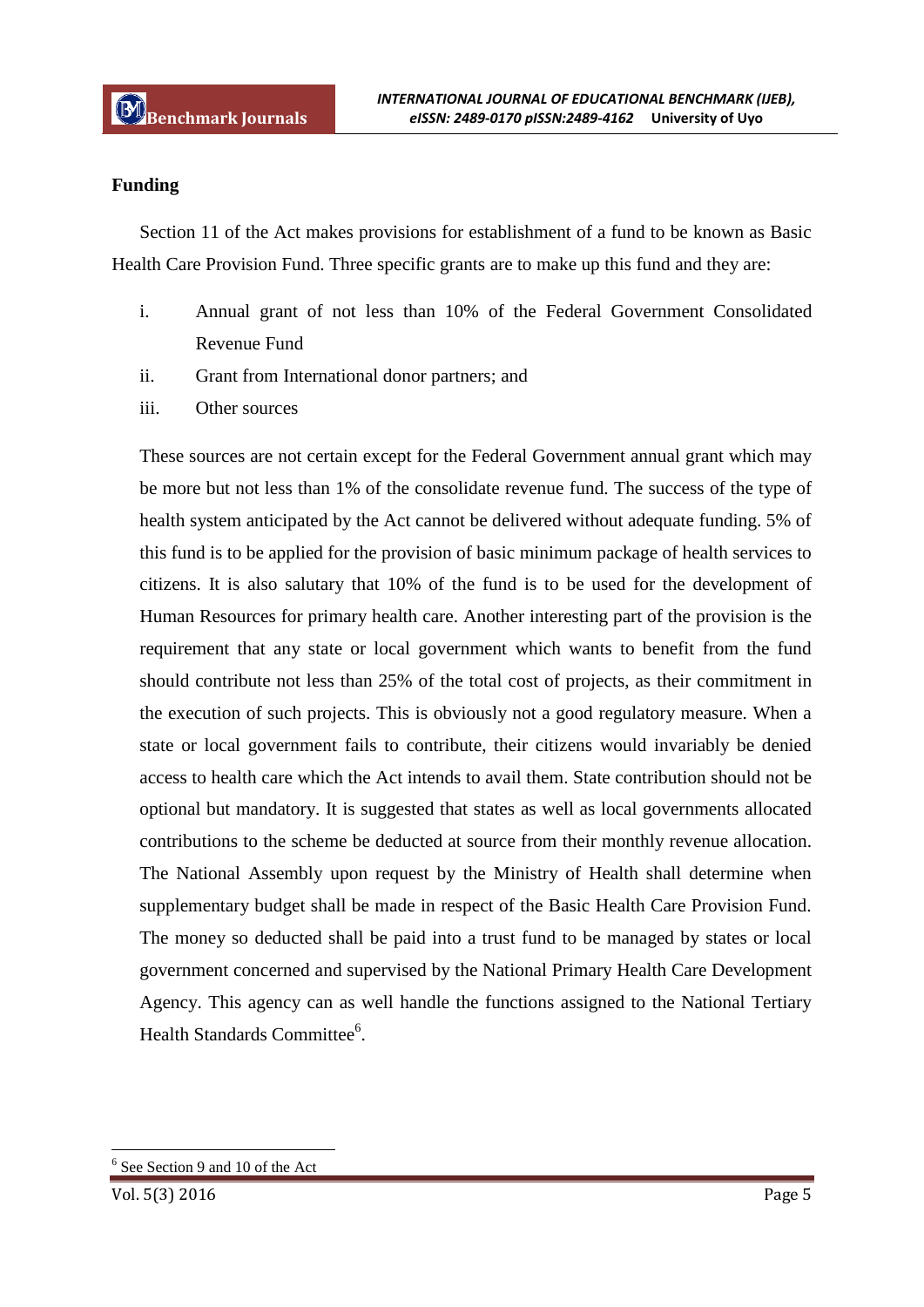**Funding**

Section 11 of the Act makes provisions for establishment of a fund to be known as Basic Health Care Provision Fund. Three specific grants are to make up this fund and they are:

i. Annual grant of not less than 10% of the Federal Government Consolidated Revenue Fund
ii. Grant from International donor partners; and
iii. Other sources

These sources are not certain except for the Federal Government annual grant which may be more but not less than 1% of the consolidate revenue fund. The success of the type of health system anticipated by the Act cannot be delivered without adequate funding. 5% of this fund is to be applied for the provision of basic minimum package of health services to citizens. It is also salutary that 10% of the fund is to be used for the development of Human Resources for primary health care. Another interesting part of the provision is the requirement that any state or local government which wants to benefit from the fund should contribute not less than 25% of the total cost of projects, as their commitment in the execution of such projects. This is obviously not a good regulatory measure. When a state or local government fails to contribute, their citizens would invariably be denied access to health care which the Act intends to avail them. State contribution should not be optional but mandatory. It is suggested that states as well as local governments allocated contributions to the scheme be deducted at source from their monthly revenue allocation. The National Assembly upon request by the Ministry of Health shall determine when supplementary budget shall be made in respect of the Basic Health Care Provision Fund. The money so deducted shall be paid into a trust fund to be managed by states or local government concerned and supervised by the National Primary Health Care Development Agency. This agency can as well handle the functions assigned to the National Tertiary Health Standards Committee[6].

---

[6] See Section 9 and 10 of the Act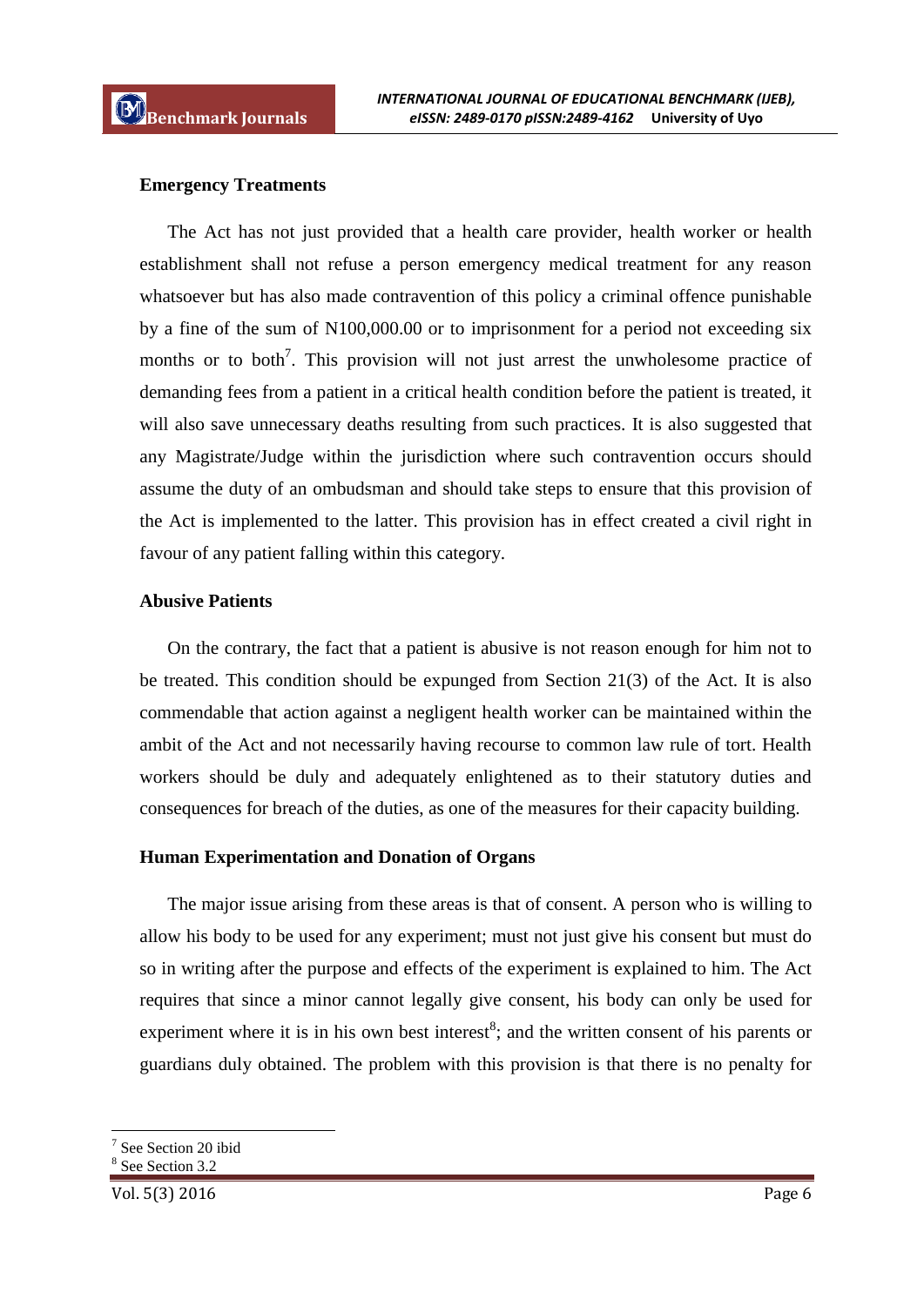### Emergency Treatments

The Act has not just provided that a health care provider, health worker or health establishment shall not refuse a person emergency medical treatment for any reason whatsoever but has also made contravention of this policy a criminal offence punishable by a fine of the sum of N100,000.00 or to imprisonment for a period not exceeding six months or to both[7]. This provision will not just arrest the unwholesome practice of demanding fees from a patient in a critical health condition before the patient is treated, it will also save unnecessary deaths resulting from such practices. It is also suggested that any Magistrate/Judge within the jurisdiction where such contravention occurs should assume the duty of an ombudsman and should take steps to ensure that this provision of the Act is implemented to the latter. This provision has in effect created a civil right in favour of any patient falling within this category.

### Abusive Patients

On the contrary, the fact that a patient is abusive is not reason enough for him not to be treated. This condition should be expunged from Section 21(3) of the Act. It is also commendable that action against a negligent health worker can be maintained within the ambit of the Act and not necessarily having recourse to common law rule of tort. Health workers should be duly and adequately enlightened as to their statutory duties and consequences for breach of the duties, as one of the measures for their capacity building.

### Human Experimentation and Donation of Organs

The major issue arising from these areas is that of consent. A person who is willing to allow his body to be used for any experiment; must not just give his consent but must do so in writing after the purpose and effects of the experiment is explained to him. The Act requires that since a minor cannot legally give consent, his body can only be used for experiment where it is in his own best interest[8]; and the written consent of his parents or guardians duly obtained. The problem with this provision is that there is no penalty for

---

[7] See Section 20 ibid

[8] See Section 3.2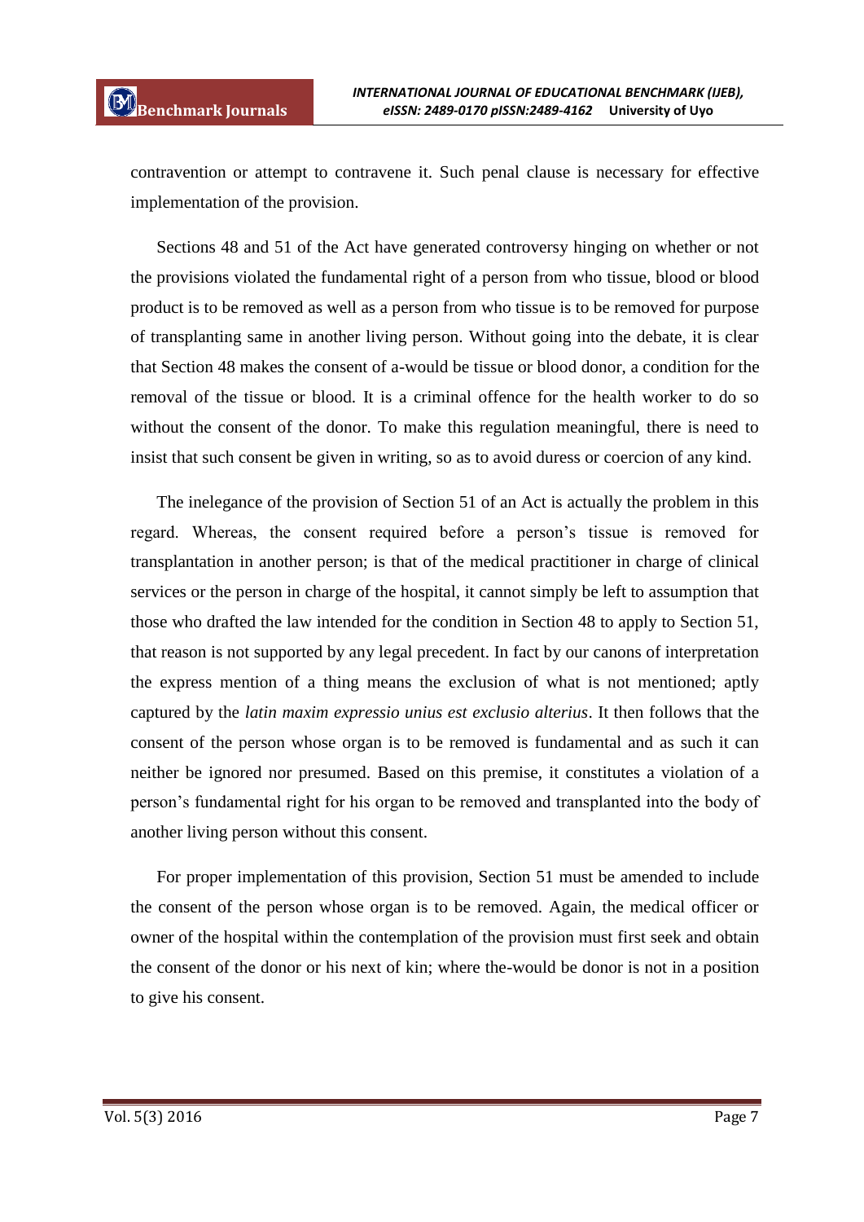contravention or attempt to contravene it. Such penal clause is necessary for effective implementation of the provision.

Sections 48 and 51 of the Act have generated controversy hinging on whether or not the provisions violated the fundamental right of a person from who tissue, blood or blood product is to be removed as well as a person from who tissue is to be removed for purpose of transplanting same in another living person. Without going into the debate, it is clear that Section 48 makes the consent of a-would be tissue or blood donor, a condition for the removal of the tissue or blood. It is a criminal offence for the health worker to do so without the consent of the donor. To make this regulation meaningful, there is need to insist that such consent be given in writing, so as to avoid duress or coercion of any kind.

The inelegance of the provision of Section 51 of an Act is actually the problem in this regard. Whereas, the consent required before a person's tissue is removed for transplantation in another person; is that of the medical practitioner in charge of clinical services or the person in charge of the hospital, it cannot simply be left to assumption that those who drafted the law intended for the condition in Section 48 to apply to Section 51, that reason is not supported by any legal precedent. In fact by our canons of interpretation the express mention of a thing means the exclusion of what is not mentioned; aptly captured by the *latin maxim expressio unius est exclusio alterius*. It then follows that the consent of the person whose organ is to be removed is fundamental and as such it can neither be ignored nor presumed. Based on this premise, it constitutes a violation of a person's fundamental right for his organ to be removed and transplanted into the body of another living person without this consent.

For proper implementation of this provision, Section 51 must be amended to include the consent of the person whose organ is to be removed. Again, the medical officer or owner of the hospital within the contemplation of the provision must first seek and obtain the consent of the donor or his next of kin; where the-would be donor is not in a position to give his consent.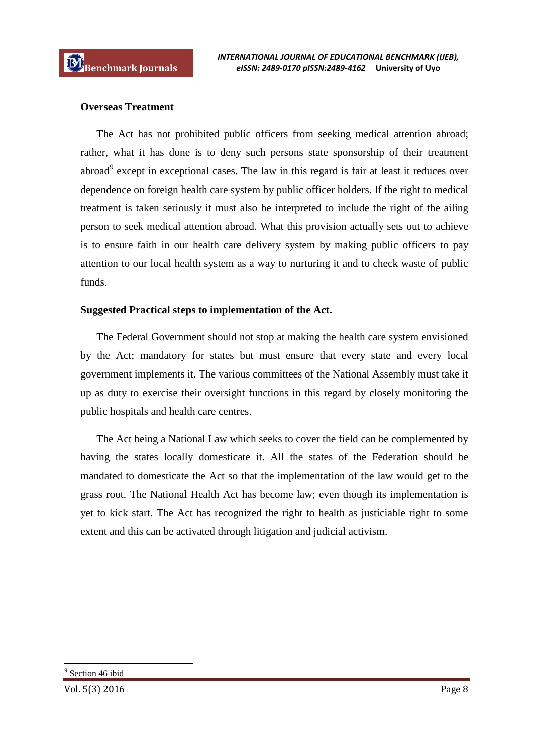**Overseas Treatment**

The Act has not prohibited public officers from seeking medical attention abroad; rather, what it has done is to deny such persons state sponsorship of their treatment abroad[9] except in exceptional cases. The law in this regard is fair at least it reduces over dependence on foreign health care system by public officer holders. If the right to medical treatment is taken seriously it must also be interpreted to include the right of the ailing person to seek medical attention abroad. What this provision actually sets out to achieve is to ensure faith in our health care delivery system by making public officers to pay attention to our local health system as a way to nurturing it and to check waste of public funds.

**Suggested Practical steps to implementation of the Act.**

The Federal Government should not stop at making the health care system envisioned by the Act; mandatory for states but must ensure that every state and every local government implements it. The various committees of the National Assembly must take it up as duty to exercise their oversight functions in this regard by closely monitoring the public hospitals and health care centres.

The Act being a National Law which seeks to cover the field can be complemented by having the states locally domesticate it. All the states of the Federation should be mandated to domesticate the Act so that the implementation of the law would get to the grass root. The National Health Act has become law; even though its implementation is yet to kick start. The Act has recognized the right to health as justiciable right to some extent and this can be activated through litigation and judicial activism.

---

[9] Section 46 ibid